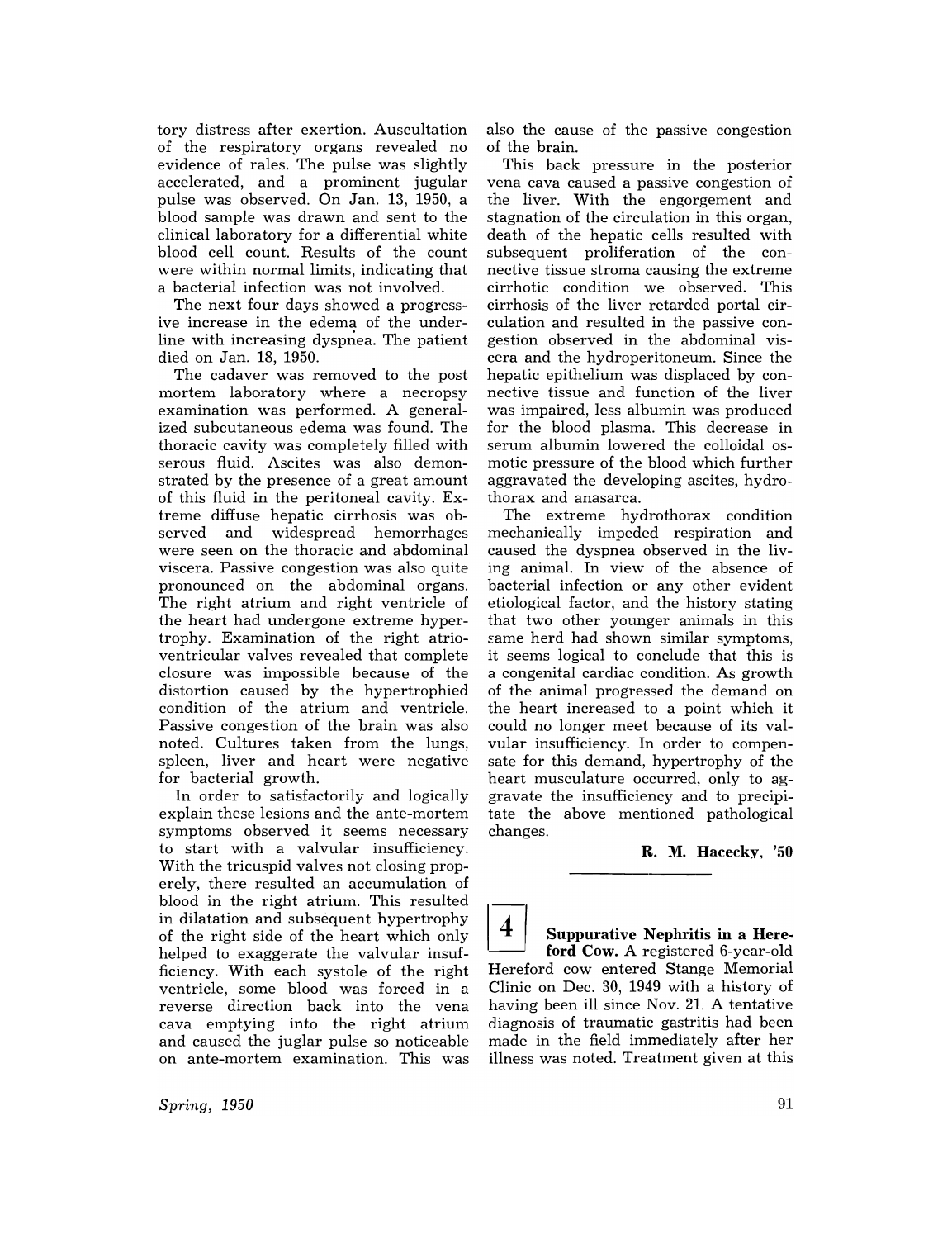tory distress after exertion. Auscultation of the respiratory organs revealed no evidence of rales. The pulse was slightly accelerated, and a prominent jugular pulse was observed. On Jan. 13, 1950, a blood sample was drawn and sent to the clinical laboratory for a differential white blood cell count. Results of the count were within normal limits, indicating that a bacterial infection was not involved.

The next four days showed a progressive increase in the edema of the underline with increasing dyspnea. The patient died on Jan. 18, 1950.

The cadaver was removed to the post mortem laboratory where a necropsy examination was performed. A generalized subcutaneous edema was found. The thoracic cavity was completely filled with serous fluid. Ascites was also demonstrated by the presence of a great amount of this fluid in the peritoneal cavity. Extreme diffuse hepatic cirrhosis was observed and widespread hemorrhages were seen on the thoracic and abdominal viscera. Passive congestion was also quite pronounced on the abdominal organs. The right atrium and right ventricle of the heart had undergone extreme hypertrophy. Examination of the right atrioventricular valves revealed that complete closure was impossible because of the distortion caused by the hypertrophied condition of the atrium and ventricle. Passive congestion of the brain was also noted. Cultures taken from the lungs, spleen, liver and heart were negative for bacterial growth.

In order to satisfactorily and logically explain these lesions and the ante-mortem symptoms observed it seems necessary to start with a valvular insufficiency. With the tricuspid valves not closing properly, there resulted an accumulation of blood in the right atrium. This resulted in dilatation and subsequent hypertrophy of the right side of the heart which only helped to exaggerate the valvular insufficiency. With each systole of the right ventricle, some blood was forced in a reverse direction back into the vena cava emptying into the right atrium and caused the juglar pulse so noticeable on ante-mortem examination. This was also the cause of the passive congestion of the brain.

This back pressure in the posterior vena cava caused a passive congestion of the liver. With the engorgement and stagnation of the circulation in this organ, death of the hepatic cells resulted with subsequent proliferation of the connective tissue stroma causing the extreme cirrhotic condition we observed. This cirrhosis of the liver retarded portal circulation and resulted in the passive congestion observed in the abdominal viscera and the hydroperitoneum. Since the hepatic epithelium was displaced by connective tissue and function of the liver was impaired, less albumin was produced for the blood plasma. This decrease in serum albumin lowered the colloidal osmotic pressure of the blood which further aggravated the developing ascites, hydrothorax and anasarca.

The extreme hydrothorax condition mechanically impeded respiration and caused the dyspnea observed in the living animal. In view of the absence of bacterial infection or any other evident etiological factor, and the history stating that two other younger animals in this same herd had shown similar symptoms, it seems logical to conclude that this is a congenital cardiac condition. As growth of the animal progressed the demand on the heart increased to a point which it could no longer meet because of its valvular insufficiency. In order to compensate for this demand, hypertrophy of the heart musculature occurred, only to aggravate the insufficiency and to precipitate the above mentioned pathological changes.

**R. M. Hacecky, '50**

---

**4** **Suppurative Nephritis in a Hereford Cow.** A registered 6-year-old Hereford cow entered Stange Memorial Clinic on Dec. 30, 1949 with a history of having been ill since Nov. 21. A tentative diagnosis of traumatic gastritis had been made in the field immediately after her illness was noted. Treatment given at this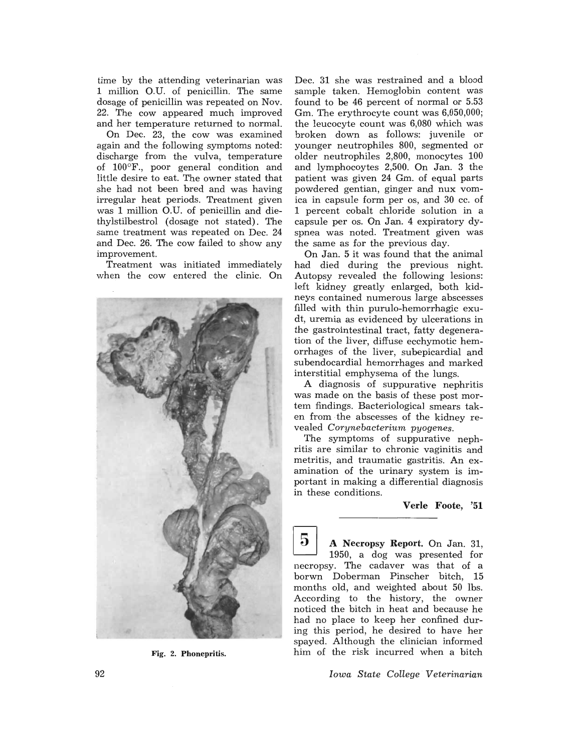time by the attending veterinarian was 1 million O.U. of penicillin. The same dosage of penicillin was repeated on Nov. 22. The cow appeared much improved and her temperature returned to normal.

On Dec. 23, the cow was examined again and the following symptoms noted: discharge from the vulva, temperature of 100°F., poor general condition and little desire to eat. The owner stated that she had not been bred and was having irregular heat periods. Treatment given was 1 million O.U. of penicillin and diethylstilbestrol (dosage not stated). The same treatment was repeated on Dec. 24 and Dec. 26. The cow failed to show any improvement.

Treatment was initiated immediately when the cow entered the clinic. On Dec. 31 she was restrained and a blood sample taken. Hemoglobin content was found to be 46 percent of normal or 5.53 Gm. The erythrocyte count was 6,050,000; the leucocyte count was 6,080 which was broken down as follows: juvenile or younger neutrophiles 800, segmented or older neutrophiles 2,800, monocytes 100 and lymphocoytes 2,500. On Jan. 3 the patient was given 24 Gm. of equal parts powdered gentian, ginger and nux vomica in capsule form per os, and 30 cc. of 1 percent cobalt chloride solution in a capsule per os. On Jan. 4 expiratory dyspnea was noted. Treatment given was the same as for the previous day.

Fig. 2. Phonepritis.

On Jan. 5 it was found that the animal had died during the previous night. Autopsy revealed the following lesions: left kidney greatly enlarged, both kidneys contained numerous large abscesses filled with thin purulo-hemorrhagic exudt, uremia as evidenced by ulcerations in the gastrointestinal tract, fatty degeneration of the liver, diffuse ecchymotic hemorrhages of the liver, subepicardial and subendocardial hemorrhages and marked interstitial emphysema of the lungs.

A diagnosis of suppurative nephritis was made on the basis of these post mortem findings. Bacteriological smears taken from the abscesses of the kidney revealed *Corynebacterium pyogenes*.

The symptoms of suppurative nephritis are similar to chronic vaginitis and metritis, and traumatic gastritis. An examination of the urinary system is important in making a differential diagnosis in these conditions.

**Verle Foote, '51**

---

**5** **A Necropsy Report.** On Jan. 31, 1950, a dog was presented for necropsy. The cadaver was that of a borwn Doberman Pinscher bitch, 15 months old, and weighted about 50 lbs. According to the history, the owner noticed the bitch in heat and because he had no place to keep her confined during this period, he desired to have her spayed. Although the clinician informed him of the risk incurred when a bitch